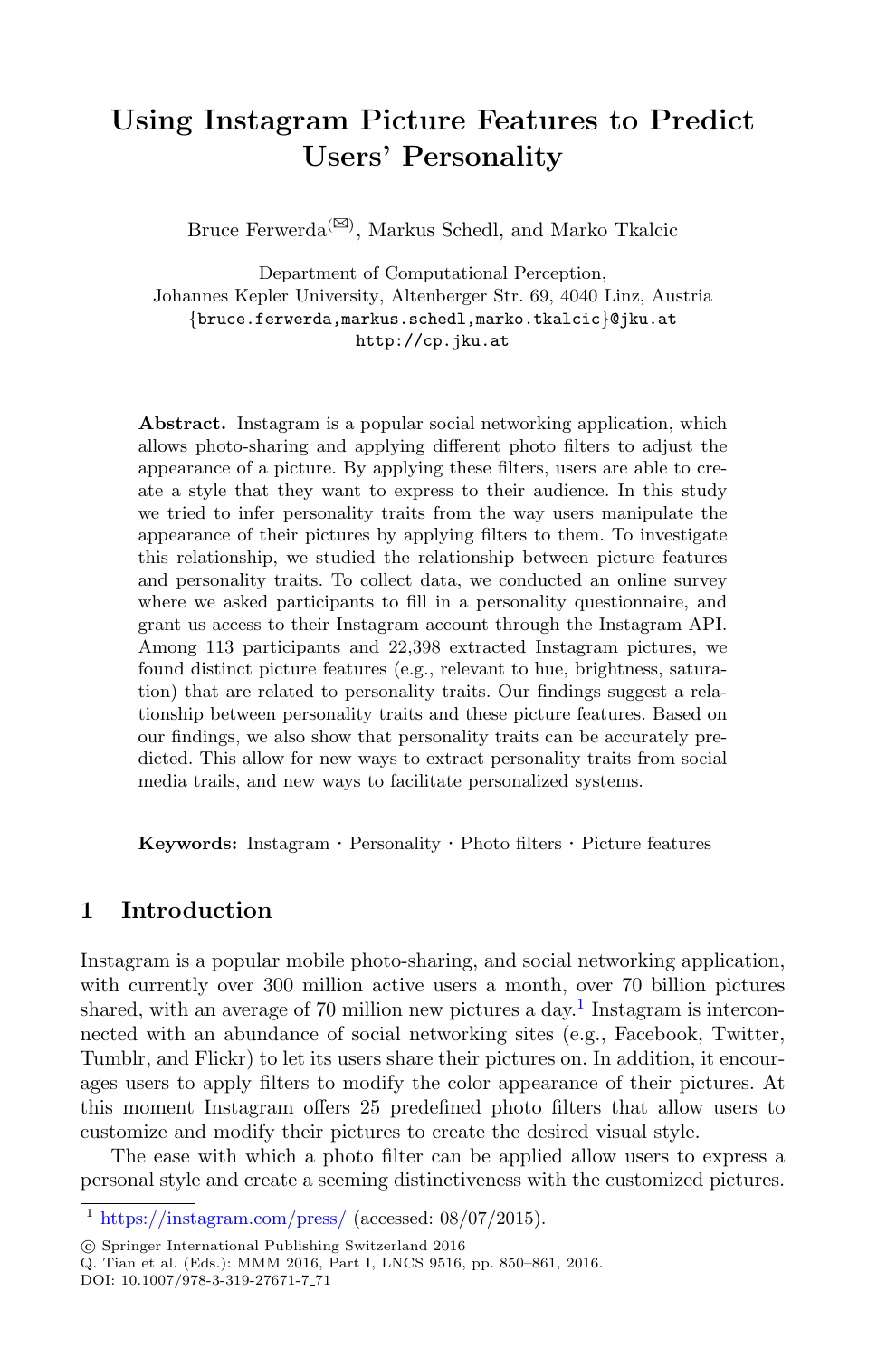# Using Instagram Picture Features to Predict Users' Personality

Bruce Ferwerda[(✉)], Markus Schedl, and Marko Tkalcic

Department of Computational Perception,
Johannes Kepler University, Altenberger Str. 69, 4040 Linz, Austria
{bruce.ferwerda,markus.schedl,marko.tkalcic}@jku.at
http://cp.jku.at

**Abstract.** Instagram is a popular social networking application, which allows photo-sharing and applying different photo filters to adjust the appearance of a picture. By applying these filters, users are able to create a style that they want to express to their audience. In this study we tried to infer personality traits from the way users manipulate the appearance of their pictures by applying filters to them. To investigate this relationship, we studied the relationship between picture features and personality traits. To collect data, we conducted an online survey where we asked participants to fill in a personality questionnaire, and grant us access to their Instagram account through the Instagram API. Among 113 participants and 22,398 extracted Instagram pictures, we found distinct picture features (e.g., relevant to hue, brightness, saturation) that are related to personality traits. Our findings suggest a relationship between personality traits and these picture features. Based on our findings, we also show that personality traits can be accurately predicted. This allow for new ways to extract personality traits from social media trails, and new ways to facilitate personalized systems.

**Keywords:** Instagram · Personality · Photo filters · Picture features

## 1 Introduction

Instagram is a popular mobile photo-sharing, and social networking application, with currently over 300 million active users a month, over 70 billion pictures shared, with an average of 70 million new pictures a day.[1] Instagram is interconnected with an abundance of social networking sites (e.g., Facebook, Twitter, Tumblr, and Flickr) to let its users share their pictures on. In addition, it encourages users to apply filters to modify the color appearance of their pictures. At this moment Instagram offers 25 predefined photo filters that allow users to customize and modify their pictures to create the desired visual style.

The ease with which a photo filter can be applied allow users to express a personal style and create a seeming distinctiveness with the customized pictures.

[1] https://instagram.com/press/ (accessed: 08/07/2015).

© Springer International Publishing Switzerland 2016
Q. Tian et al. (Eds.): MMM 2016, Part I, LNCS 9516, pp. 850–861, 2016.
DOI: 10.1007/978-3-319-27671-7_71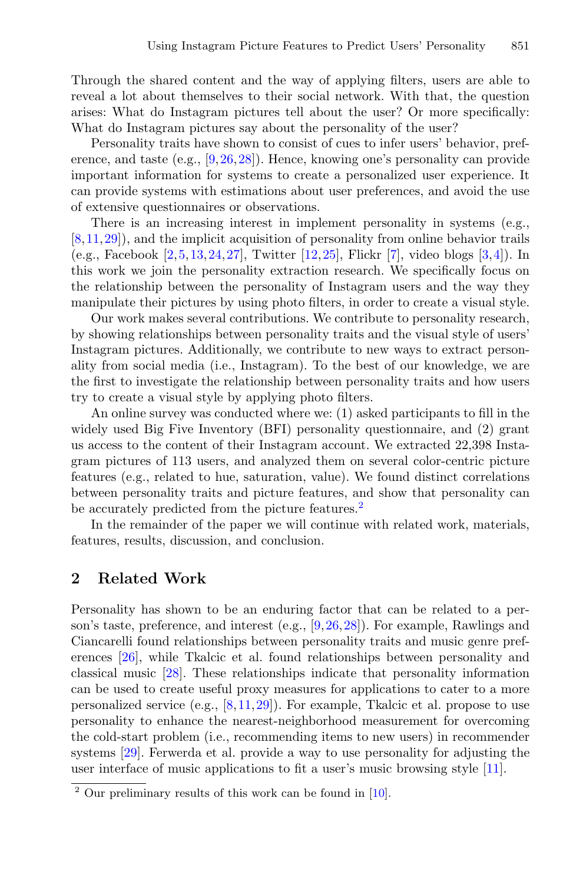Through the shared content and the way of applying filters, users are able to reveal a lot about themselves to their social network. With that, the question arises: What do Instagram pictures tell about the user? Or more specifically: What do Instagram pictures say about the personality of the user?

Personality traits have shown to consist of cues to infer users' behavior, preference, and taste (e.g., [9,26,28]). Hence, knowing one's personality can provide important information for systems to create a personalized user experience. It can provide systems with estimations about user preferences, and avoid the use of extensive questionnaires or observations.

There is an increasing interest in implement personality in systems (e.g., [8,11,29]), and the implicit acquisition of personality from online behavior trails (e.g., Facebook [2,5,13,24,27], Twitter [12,25], Flickr [7], video blogs [3,4]). In this work we join the personality extraction research. We specifically focus on the relationship between the personality of Instagram users and the way they manipulate their pictures by using photo filters, in order to create a visual style.

Our work makes several contributions. We contribute to personality research, by showing relationships between personality traits and the visual style of users' Instagram pictures. Additionally, we contribute to new ways to extract personality from social media (i.e., Instagram). To the best of our knowledge, we are the first to investigate the relationship between personality traits and how users try to create a visual style by applying photo filters.

An online survey was conducted where we: (1) asked participants to fill in the widely used Big Five Inventory (BFI) personality questionnaire, and (2) grant us access to the content of their Instagram account. We extracted 22,398 Instagram pictures of 113 users, and analyzed them on several color-centric picture features (e.g., related to hue, saturation, value). We found distinct correlations between personality traits and picture features, and show that personality can be accurately predicted from the picture features.[2]

In the remainder of the paper we will continue with related work, materials, features, results, discussion, and conclusion.

## 2 Related Work

Personality has shown to be an enduring factor that can be related to a person's taste, preference, and interest (e.g., [9,26,28]). For example, Rawlings and Ciancarelli found relationships between personality traits and music genre preferences [26], while Tkalcic et al. found relationships between personality and classical music [28]. These relationships indicate that personality information can be used to create useful proxy measures for applications to cater to a more personalized service (e.g., [8,11,29]). For example, Tkalcic et al. propose to use personality to enhance the nearest-neighborhood measurement for overcoming the cold-start problem (i.e., recommending items to new users) in recommender systems [29]. Ferwerda et al. provide a way to use personality for adjusting the user interface of music applications to fit a user's music browsing style [11].

[2] Our preliminary results of this work can be found in [10].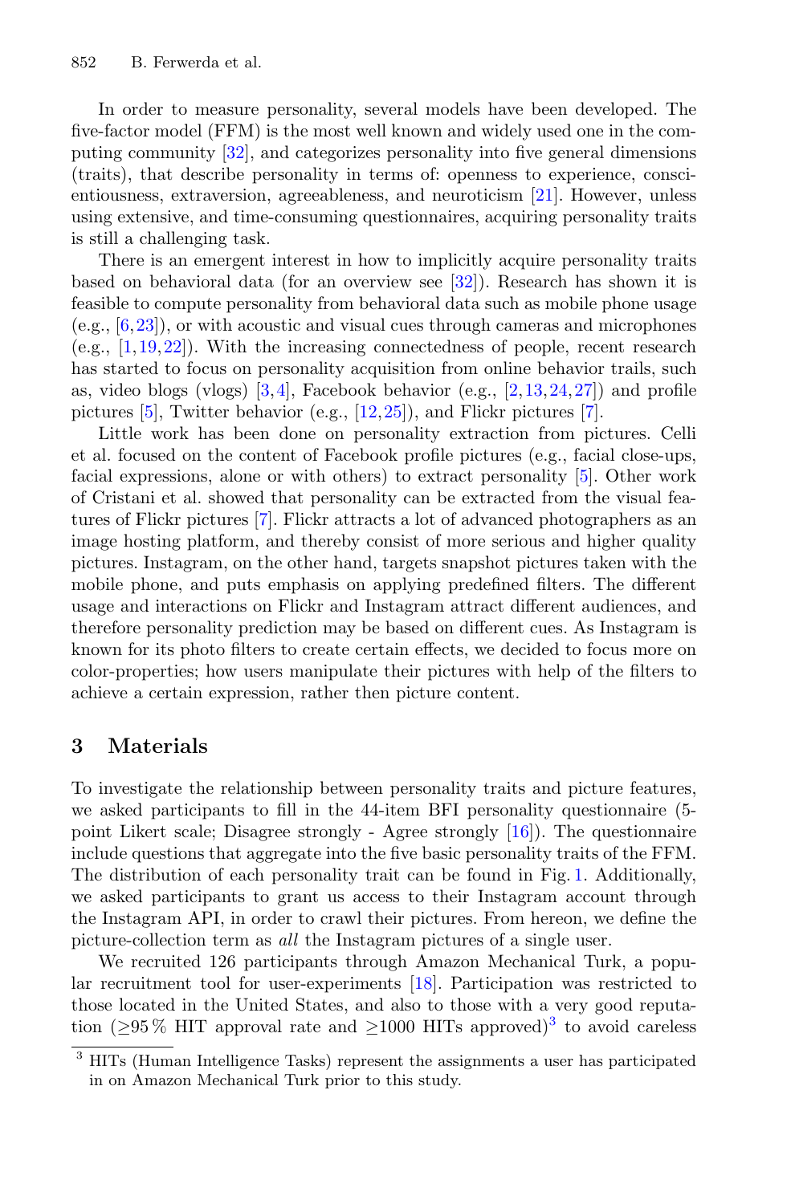In order to measure personality, several models have been developed. The five-factor model (FFM) is the most well known and widely used one in the computing community [32], and categorizes personality into five general dimensions (traits), that describe personality in terms of: openness to experience, conscientiousness, extraversion, agreeableness, and neuroticism [21]. However, unless using extensive, and time-consuming questionnaires, acquiring personality traits is still a challenging task.

There is an emergent interest in how to implicitly acquire personality traits based on behavioral data (for an overview see [32]). Research has shown it is feasible to compute personality from behavioral data such as mobile phone usage (e.g., [6,23]), or with acoustic and visual cues through cameras and microphones (e.g., [1,19,22]). With the increasing connectedness of people, recent research has started to focus on personality acquisition from online behavior trails, such as, video blogs (vlogs) [3,4], Facebook behavior (e.g., [2,13,24,27]) and profile pictures [5], Twitter behavior (e.g., [12,25]), and Flickr pictures [7].

Little work has been done on personality extraction from pictures. Celli et al. focused on the content of Facebook profile pictures (e.g., facial close-ups, facial expressions, alone or with others) to extract personality [5]. Other work of Cristani et al. showed that personality can be extracted from the visual features of Flickr pictures [7]. Flickr attracts a lot of advanced photographers as an image hosting platform, and thereby consist of more serious and higher quality pictures. Instagram, on the other hand, targets snapshot pictures taken with the mobile phone, and puts emphasis on applying predefined filters. The different usage and interactions on Flickr and Instagram attract different audiences, and therefore personality prediction may be based on different cues. As Instagram is known for its photo filters to create certain effects, we decided to focus more on color-properties; how users manipulate their pictures with help of the filters to achieve a certain expression, rather then picture content.

## 3 Materials

To investigate the relationship between personality traits and picture features, we asked participants to fill in the 44-item BFI personality questionnaire (5-point Likert scale; Disagree strongly - Agree strongly [16]). The questionnaire include questions that aggregate into the five basic personality traits of the FFM. The distribution of each personality trait can be found in Fig. 1. Additionally, we asked participants to grant us access to their Instagram account through the Instagram API, in order to crawl their pictures. From hereon, we define the picture-collection term as *all* the Instagram pictures of a single user.

We recruited 126 participants through Amazon Mechanical Turk, a popular recruitment tool for user-experiments [18]. Participation was restricted to those located in the United States, and also to those with a very good reputation ($\geq$95 % HIT approval rate and $\geq$1000 HITs approved)[3] to avoid careless

[3] HITs (Human Intelligence Tasks) represent the assignments a user has participated in on Amazon Mechanical Turk prior to this study.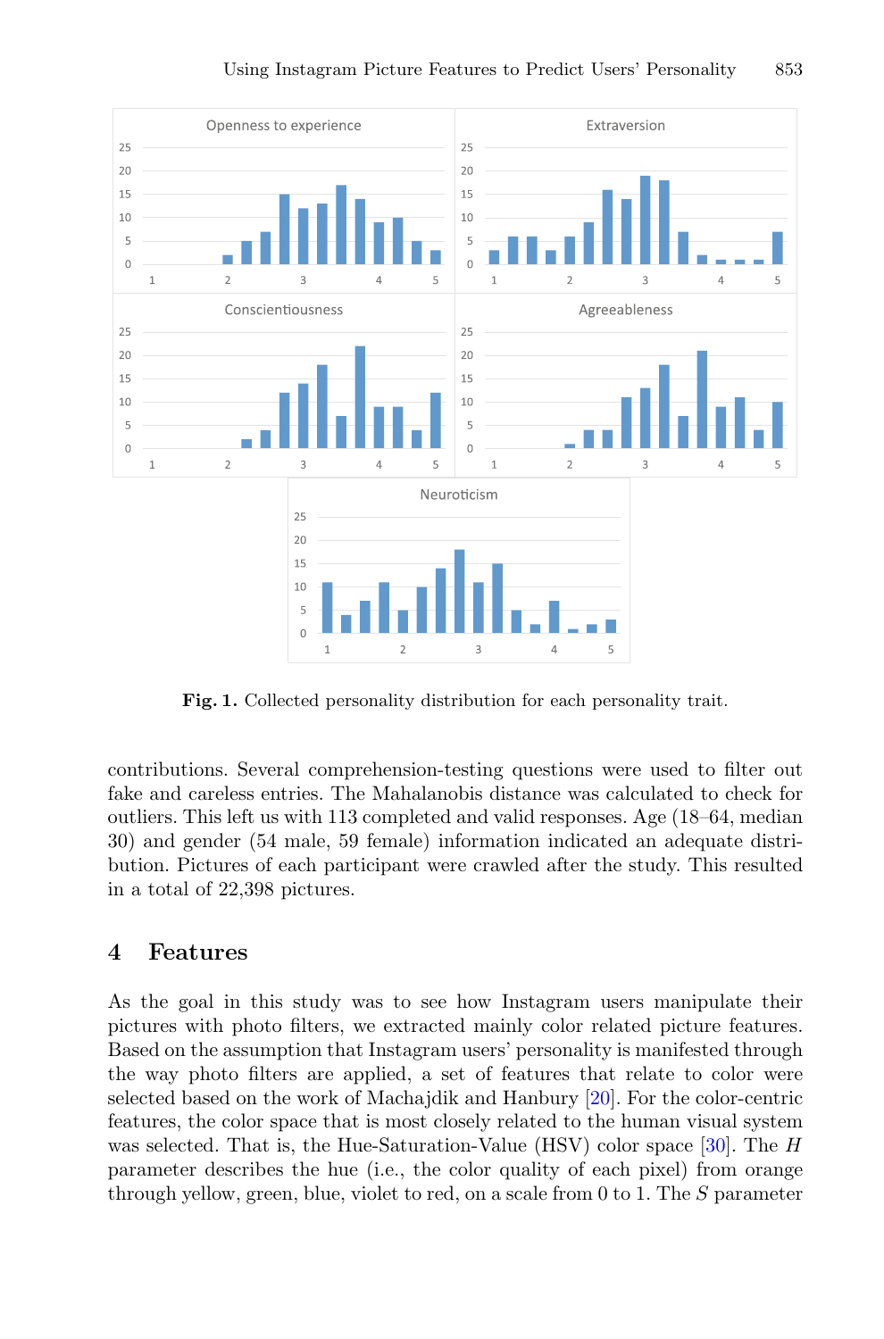**Fig. 1.** Collected personality distribution for each personality trait.

contributions. Several comprehension-testing questions were used to filter out fake and careless entries. The Mahalanobis distance was calculated to check for outliers. This left us with 113 completed and valid responses. Age (18–64, median 30) and gender (54 male, 59 female) information indicated an adequate distribution. Pictures of each participant were crawled after the study. This resulted in a total of 22,398 pictures.

## 4 Features

As the goal in this study was to see how Instagram users manipulate their pictures with photo filters, we extracted mainly color related picture features. Based on the assumption that Instagram users' personality is manifested through the way photo filters are applied, a set of features that relate to color were selected based on the work of Machajdik and Hanbury [20]. For the color-centric features, the color space that is most closely related to the human visual system was selected. That is, the Hue-Saturation-Value (HSV) color space [30]. The $H$ parameter describes the hue (i.e., the color quality of each pixel) from orange through yellow, green, blue, violet to red, on a scale from 0 to 1. The $S$ parameter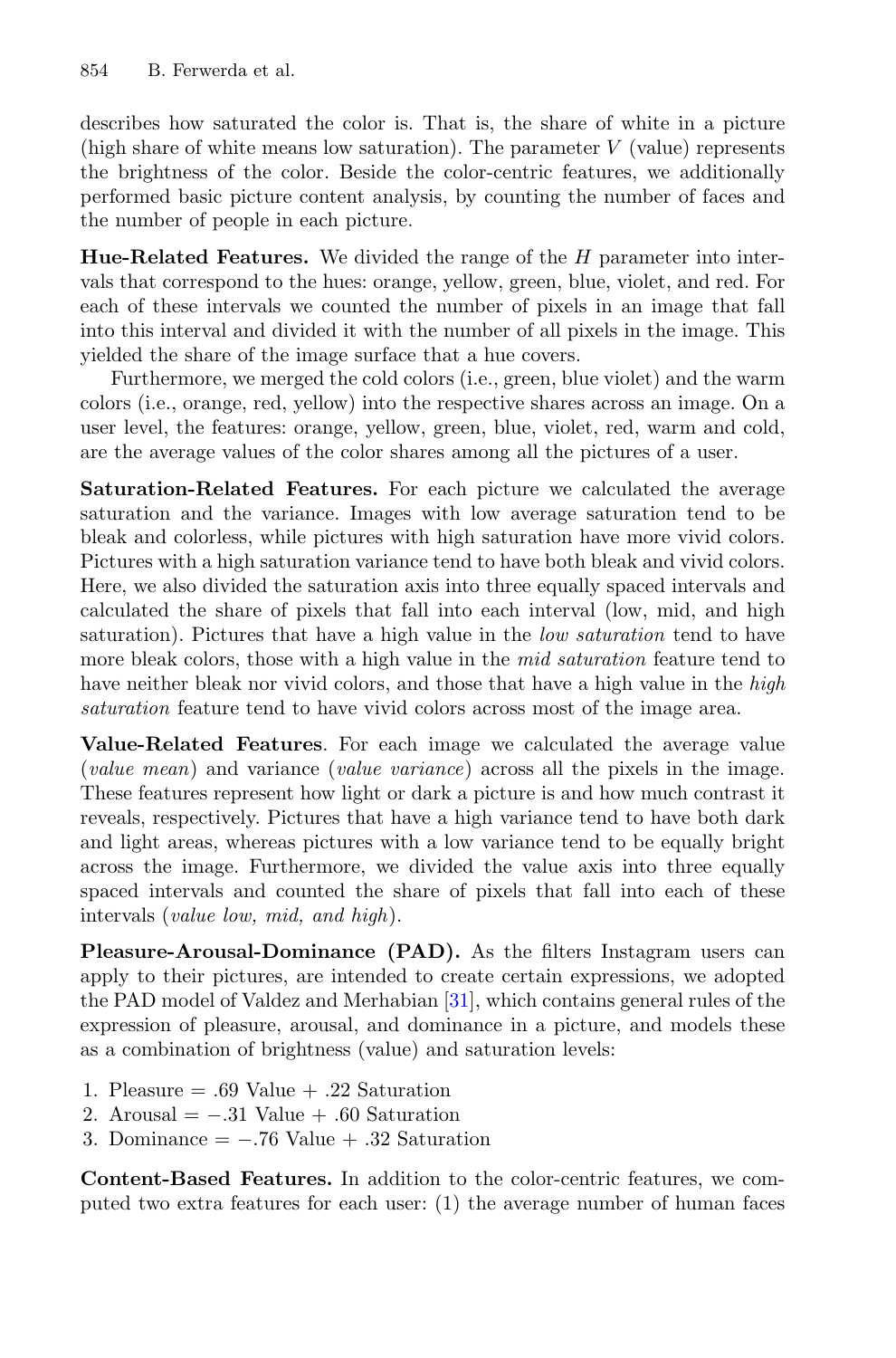describes how saturated the color is. That is, the share of white in a picture (high share of white means low saturation). The parameter $V$ (value) represents the brightness of the color. Beside the color-centric features, we additionally performed basic picture content analysis, by counting the number of faces and the number of people in each picture.

**Hue-Related Features.** We divided the range of the $H$ parameter into intervals that correspond to the hues: orange, yellow, green, blue, violet, and red. For each of these intervals we counted the number of pixels in an image that fall into this interval and divided it with the number of all pixels in the image. This yielded the share of the image surface that a hue covers.

Furthermore, we merged the cold colors (i.e., green, blue violet) and the warm colors (i.e., orange, red, yellow) into the respective shares across an image. On a user level, the features: orange, yellow, green, blue, violet, red, warm and cold, are the average values of the color shares among all the pictures of a user.

**Saturation-Related Features.** For each picture we calculated the average saturation and the variance. Images with low average saturation tend to be bleak and colorless, while pictures with high saturation have more vivid colors. Pictures with a high saturation variance tend to have both bleak and vivid colors. Here, we also divided the saturation axis into three equally spaced intervals and calculated the share of pixels that fall into each interval (low, mid, and high saturation). Pictures that have a high value in the *low saturation* tend to have more bleak colors, those with a high value in the *mid saturation* feature tend to have neither bleak nor vivid colors, and those that have a high value in the *high saturation* feature tend to have vivid colors across most of the image area.

**Value-Related Features**. For each image we calculated the average value (*value mean*) and variance (*value variance*) across all the pixels in the image. These features represent how light or dark a picture is and how much contrast it reveals, respectively. Pictures that have a high variance tend to have both dark and light areas, whereas pictures with a low variance tend to be equally bright across the image. Furthermore, we divided the value axis into three equally spaced intervals and counted the share of pixels that fall into each of these intervals (*value low, mid, and high*).

**Pleasure-Arousal-Dominance (PAD).** As the filters Instagram users can apply to their pictures, are intended to create certain expressions, we adopted the PAD model of Valdez and Merhabian [31], which contains general rules of the expression of pleasure, arousal, and dominance in a picture, and models these as a combination of brightness (value) and saturation levels:

1. Pleasure = .69 Value + .22 Saturation
2. Arousal = −.31 Value + .60 Saturation
3. Dominance = −.76 Value + .32 Saturation

**Content-Based Features.** In addition to the color-centric features, we computed two extra features for each user: (1) the average number of human faces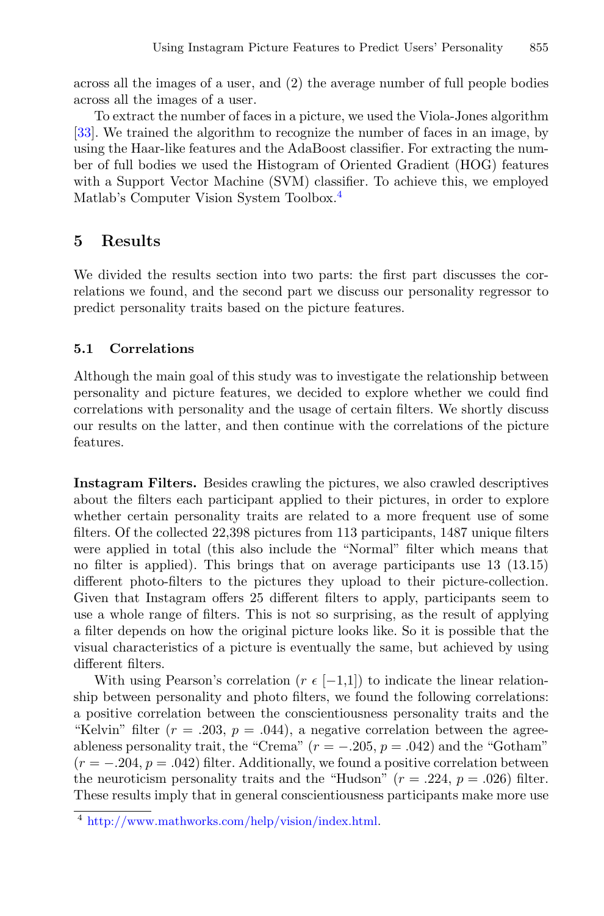across all the images of a user, and (2) the average number of full people bodies across all the images of a user.

To extract the number of faces in a picture, we used the Viola-Jones algorithm [33]. We trained the algorithm to recognize the number of faces in an image, by using the Haar-like features and the AdaBoost classifier. For extracting the number of full bodies we used the Histogram of Oriented Gradient (HOG) features with a Support Vector Machine (SVM) classifier. To achieve this, we employed Matlab's Computer Vision System Toolbox.[4]

## 5 Results

We divided the results section into two parts: the first part discusses the correlations we found, and the second part we discuss our personality regressor to predict personality traits based on the picture features.

### 5.1 Correlations

Although the main goal of this study was to investigate the relationship between personality and picture features, we decided to explore whether we could find correlations with personality and the usage of certain filters. We shortly discuss our results on the latter, and then continue with the correlations of the picture features.

**Instagram Filters.** Besides crawling the pictures, we also crawled descriptives about the filters each participant applied to their pictures, in order to explore whether certain personality traits are related to a more frequent use of some filters. Of the collected 22,398 pictures from 113 participants, 1487 unique filters were applied in total (this also include the "Normal" filter which means that no filter is applied). This brings that on average participants use 13 (13.15) different photo-filters to the pictures they upload to their picture-collection. Given that Instagram offers 25 different filters to apply, participants seem to use a whole range of filters. This is not so surprising, as the result of applying a filter depends on how the original picture looks like. So it is possible that the visual characteristics of a picture is eventually the same, but achieved by using different filters.

With using Pearson's correlation ($r \in [-1,1]$) to indicate the linear relationship between personality and photo filters, we found the following correlations: a positive correlation between the conscientiousness personality traits and the "Kelvin" filter ($r = .203$, $p = .044$), a negative correlation between the agreeableness personality trait, the "Crema" ($r = -.205$, $p = .042$) and the "Gotham" ($r = -.204$, $p = .042$) filter. Additionally, we found a positive correlation between the neuroticism personality traits and the "Hudson" ($r = .224$, $p = .026$) filter. These results imply that in general conscientiousness participants make more use

[4] http://www.mathworks.com/help/vision/index.html.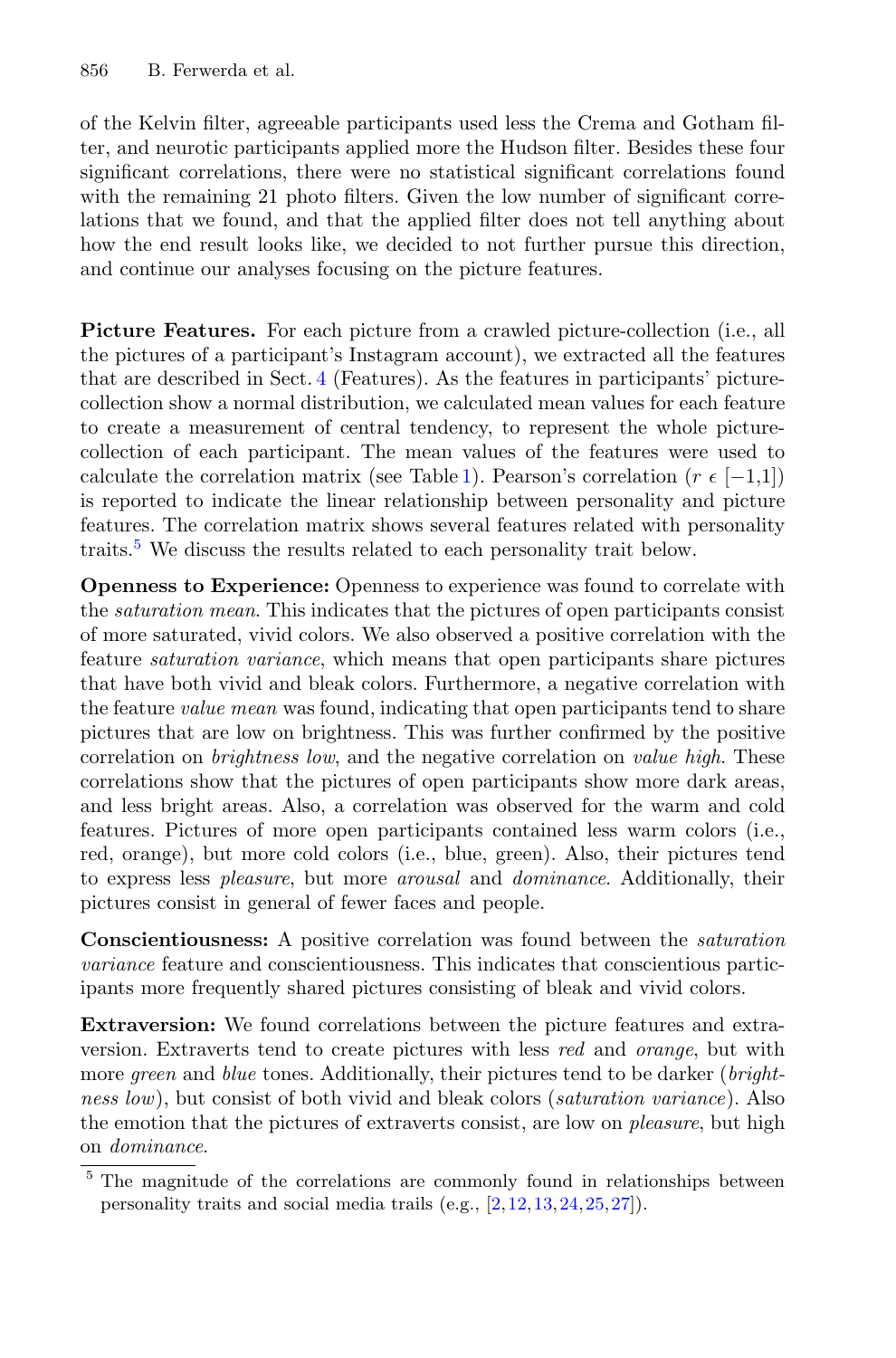of the Kelvin filter, agreeable participants used less the Crema and Gotham filter, and neurotic participants applied more the Hudson filter. Besides these four significant correlations, there were no statistical significant correlations found with the remaining 21 photo filters. Given the low number of significant correlations that we found, and that the applied filter does not tell anything about how the end result looks like, we decided to not further pursue this direction, and continue our analyses focusing on the picture features.

**Picture Features.** For each picture from a crawled picture-collection (i.e., all the pictures of a participant's Instagram account), we extracted all the features that are described in Sect. 4 (Features). As the features in participants' picture-collection show a normal distribution, we calculated mean values for each feature to create a measurement of central tendency, to represent the whole picture-collection of each participant. The mean values of the features were used to calculate the correlation matrix (see Table 1). Pearson's correlation ($r \in [-1,1]$) is reported to indicate the linear relationship between personality and picture features. The correlation matrix shows several features related with personality traits.[5] We discuss the results related to each personality trait below.

**Openness to Experience:** Openness to experience was found to correlate with the *saturation mean*. This indicates that the pictures of open participants consist of more saturated, vivid colors. We also observed a positive correlation with the feature *saturation variance*, which means that open participants share pictures that have both vivid and bleak colors. Furthermore, a negative correlation with the feature *value mean* was found, indicating that open participants tend to share pictures that are low on brightness. This was further confirmed by the positive correlation on *brightness low*, and the negative correlation on *value high*. These correlations show that the pictures of open participants show more dark areas, and less bright areas. Also, a correlation was observed for the warm and cold features. Pictures of more open participants contained less warm colors (i.e., red, orange), but more cold colors (i.e., blue, green). Also, their pictures tend to express less *pleasure*, but more *arousal* and *dominance*. Additionally, their pictures consist in general of fewer faces and people.

**Conscientiousness:** A positive correlation was found between the *saturation variance* feature and conscientiousness. This indicates that conscientious participants more frequently shared pictures consisting of bleak and vivid colors.

**Extraversion:** We found correlations between the picture features and extraversion. Extraverts tend to create pictures with less *red* and *orange*, but with more *green* and *blue* tones. Additionally, their pictures tend to be darker (*brightness low*), but consist of both vivid and bleak colors (*saturation variance*). Also the emotion that the pictures of extraverts consist, are low on *pleasure*, but high on *dominance*.

[5] The magnitude of the correlations are commonly found in relationships between personality traits and social media trails (e.g., [2,12,13,24,25,27]).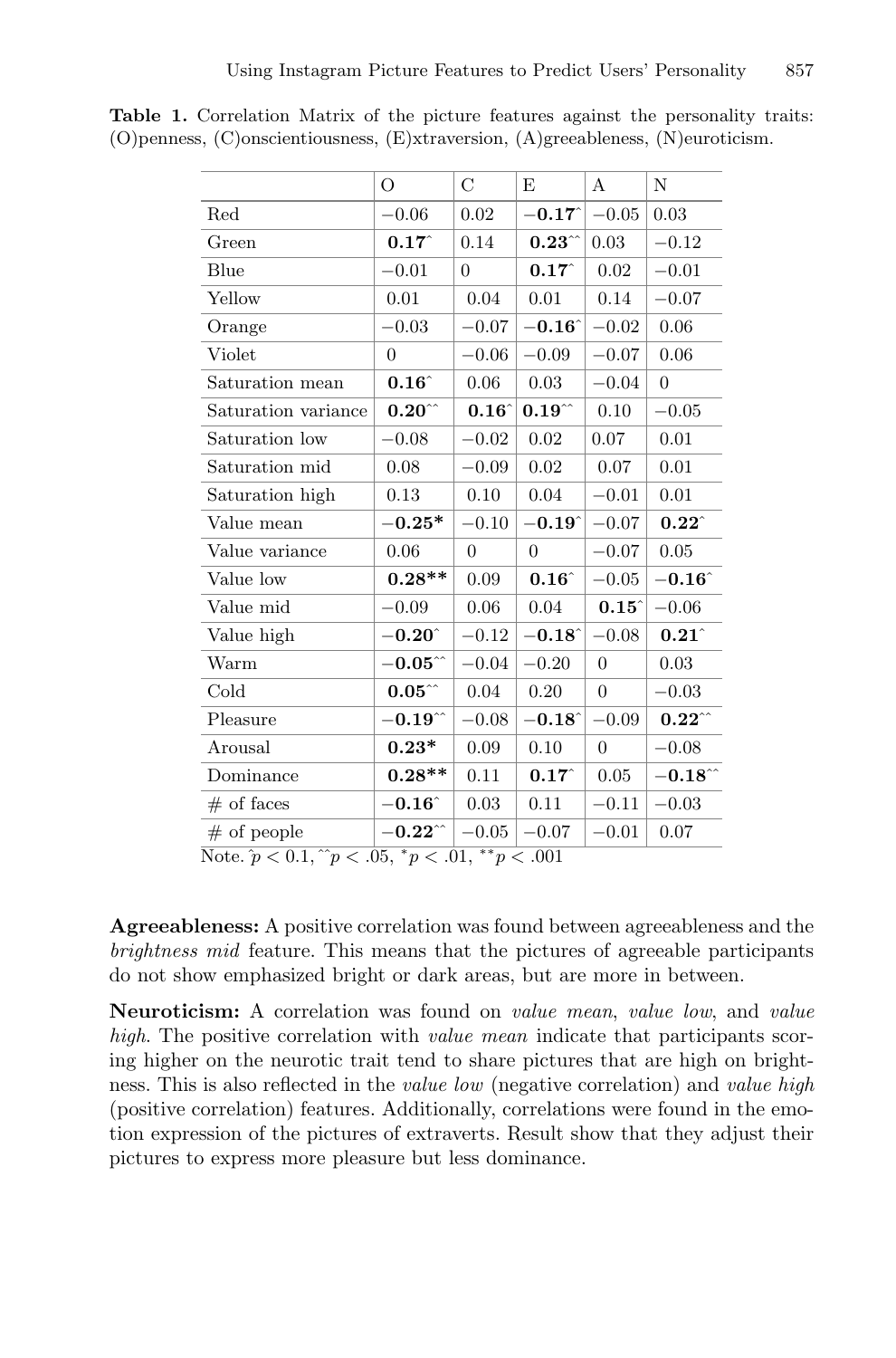**Table 1.** Correlation Matrix of the picture features against the personality traits: (O)penness, (C)onscientiousness, (E)xtraversion, (A)greeableness, (N)euroticism.

| | O | C | E | A | N |
|---|---|---|---|---|---|
| Red | −0.06 | 0.02 | **−0.17**$^{\wedge}$ | −0.05 | 0.03 |
| Green | **0.17**$^{\wedge}$ | 0.14 | **0.23**$^{\wedge\wedge}$ | 0.03 | −0.12 |
| Blue | −0.01 | 0 | **0.17**$^{\wedge}$ | 0.02 | −0.01 |
| Yellow | 0.01 | 0.04 | 0.01 | 0.14 | −0.07 |
| Orange | −0.03 | −0.07 | **−0.16**$^{\wedge}$ | −0.02 | 0.06 |
| Violet | 0 | −0.06 | −0.09 | −0.07 | 0.06 |
| Saturation mean | **0.16**$^{\wedge}$ | 0.06 | 0.03 | −0.04 | 0 |
| Saturation variance | **0.20**$^{\wedge\wedge}$ | **0.16**$^{\wedge}$ | **0.19**$^{\wedge\wedge}$ | 0.10 | −0.05 |
| Saturation low | −0.08 | −0.02 | 0.02 | 0.07 | 0.01 |
| Saturation mid | 0.08 | −0.09 | 0.02 | 0.07 | 0.01 |
| Saturation high | 0.13 | 0.10 | 0.04 | −0.01 | 0.01 |
| Value mean | **−0.25***  | −0.10 | **−0.19**$^{\wedge}$ | −0.07 | **0.22**$^{\wedge}$ |
| Value variance | 0.06 | 0 | 0 | −0.07 | 0.05 |
| Value low | **0.28**** | 0.09 | **0.16**$^{\wedge}$ | −0.05 | **−0.16**$^{\wedge}$ |
| Value mid | −0.09 | 0.06 | 0.04 | **0.15**$^{\wedge}$ | −0.06 |
| Value high | **−0.20**$^{\wedge}$ | −0.12 | **−0.18**$^{\wedge}$ | −0.08 | **0.21**$^{\wedge}$ |
| Warm | **−0.05**$^{\wedge\wedge}$ | −0.04 | −0.20 | 0 | 0.03 |
| Cold | **0.05**$^{\wedge\wedge}$ | 0.04 | 0.20 | 0 | −0.03 |
| Pleasure | **−0.19**$^{\wedge\wedge}$ | −0.08 | **−0.18**$^{\wedge}$ | −0.09 | **0.22**$^{\wedge\wedge}$ |
| Arousal | **0.23*** | 0.09 | 0.10 | 0 | −0.08 |
| Dominance | **0.28**** | 0.11 | **0.17**$^{\wedge}$ | 0.05 | **−0.18**$^{\wedge\wedge}$ |
| # of faces | **−0.16**$^{\wedge}$ | 0.03 | 0.11 | −0.11 | −0.03 |
| # of people | **−0.22**$^{\wedge\wedge}$ | −0.05 | −0.07 | −0.01 | 0.07 |

Note. $^{\wedge}p < 0.1$, $^{\wedge\wedge}p < .05$, $^{*}p < .01$, $^{**}p < .001$

**Agreeableness:** A positive correlation was found between agreeableness and the *brightness mid* feature. This means that the pictures of agreeable participants do not show emphasized bright or dark areas, but are more in between.

**Neuroticism:** A correlation was found on *value mean*, *value low*, and *value high*. The positive correlation with *value mean* indicate that participants scoring higher on the neurotic trait tend to share pictures that are high on brightness. This is also reflected in the *value low* (negative correlation) and *value high* (positive correlation) features. Additionally, correlations were found in the emotion expression of the pictures of extraverts. Result show that they adjust their pictures to express more pleasure but less dominance.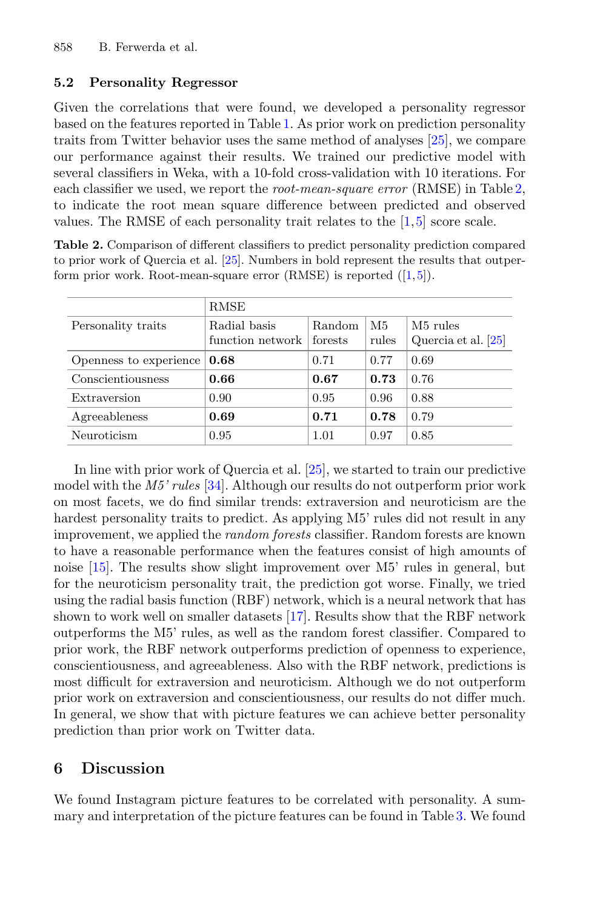### 5.2 Personality Regressor

Given the correlations that were found, we developed a personality regressor based on the features reported in Table 1. As prior work on prediction personality traits from Twitter behavior uses the same method of analyses [25], we compare our performance against their results. We trained our predictive model with several classifiers in Weka, with a 10-fold cross-validation with 10 iterations. For each classifier we used, we report the *root-mean-square error* (RMSE) in Table 2, to indicate the root mean square difference between predicted and observed values. The RMSE of each personality trait relates to the [1,5] score scale.

**Table 2.** Comparison of different classifiers to predict personality prediction compared to prior work of Quercia et al. [25]. Numbers in bold represent the results that outperform prior work. Root-mean-square error (RMSE) is reported ([1,5]).

| | RMSE | | | |
|---|---|---|---|---|
| Personality traits | Radial basis function network | Random forests | M5 rules | M5 rules Quercia et al. [25] |
| Openness to experience | **0.68** | 0.71 | 0.77 | 0.69 |
| Conscientiousness | **0.66** | **0.67** | **0.73** | 0.76 |
| Extraversion | 0.90 | 0.95 | 0.96 | 0.88 |
| Agreeableness | **0.69** | **0.71** | **0.78** | 0.79 |
| Neuroticism | 0.95 | 1.01 | 0.97 | 0.85 |

In line with prior work of Quercia et al. [25], we started to train our predictive model with the *M5' rules* [34]. Although our results do not outperform prior work on most facets, we do find similar trends: extraversion and neuroticism are the hardest personality traits to predict. As applying M5' rules did not result in any improvement, we applied the *random forests* classifier. Random forests are known to have a reasonable performance when the features consist of high amounts of noise [15]. The results show slight improvement over M5' rules in general, but for the neuroticism personality trait, the prediction got worse. Finally, we tried using the radial basis function (RBF) network, which is a neural network that has shown to work well on smaller datasets [17]. Results show that the RBF network outperforms the M5' rules, as well as the random forest classifier. Compared to prior work, the RBF network outperforms prediction of openness to experience, conscientiousness, and agreeableness. Also with the RBF network, predictions is most difficult for extraversion and neuroticism. Although we do not outperform prior work on extraversion and conscientiousness, our results do not differ much. In general, we show that with picture features we can achieve better personality prediction than prior work on Twitter data.

## 6 Discussion

We found Instagram picture features to be correlated with personality. A summary and interpretation of the picture features can be found in Table 3. We found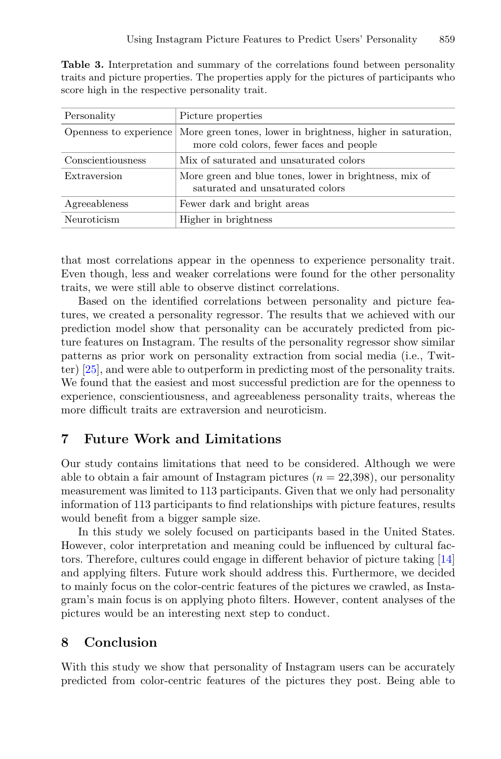**Table 3.** Interpretation and summary of the correlations found between personality traits and picture properties. The properties apply for the pictures of participants who score high in the respective personality trait.

| Personality | Picture properties |
|---|---|
| Openness to experience | More green tones, lower in brightness, higher in saturation, more cold colors, fewer faces and people |
| Conscientiousness | Mix of saturated and unsaturated colors |
| Extraversion | More green and blue tones, lower in brightness, mix of saturated and unsaturated colors |
| Agreeableness | Fewer dark and bright areas |
| Neuroticism | Higher in brightness |

that most correlations appear in the openness to experience personality trait. Even though, less and weaker correlations were found for the other personality traits, we were still able to observe distinct correlations.

Based on the identified correlations between personality and picture features, we created a personality regressor. The results that we achieved with our prediction model show that personality can be accurately predicted from picture features on Instagram. The results of the personality regressor show similar patterns as prior work on personality extraction from social media (i.e., Twitter) [25], and were able to outperform in predicting most of the personality traits. We found that the easiest and most successful prediction are for the openness to experience, conscientiousness, and agreeableness personality traits, whereas the more difficult traits are extraversion and neuroticism.

## 7 Future Work and Limitations

Our study contains limitations that need to be considered. Although we were able to obtain a fair amount of Instagram pictures ($n = 22{,}398$), our personality measurement was limited to 113 participants. Given that we only had personality information of 113 participants to find relationships with picture features, results would benefit from a bigger sample size.

In this study we solely focused on participants based in the United States. However, color interpretation and meaning could be influenced by cultural factors. Therefore, cultures could engage in different behavior of picture taking [14] and applying filters. Future work should address this. Furthermore, we decided to mainly focus on the color-centric features of the pictures we crawled, as Instagram's main focus is on applying photo filters. However, content analyses of the pictures would be an interesting next step to conduct.

## 8 Conclusion

With this study we show that personality of Instagram users can be accurately predicted from color-centric features of the pictures they post. Being able to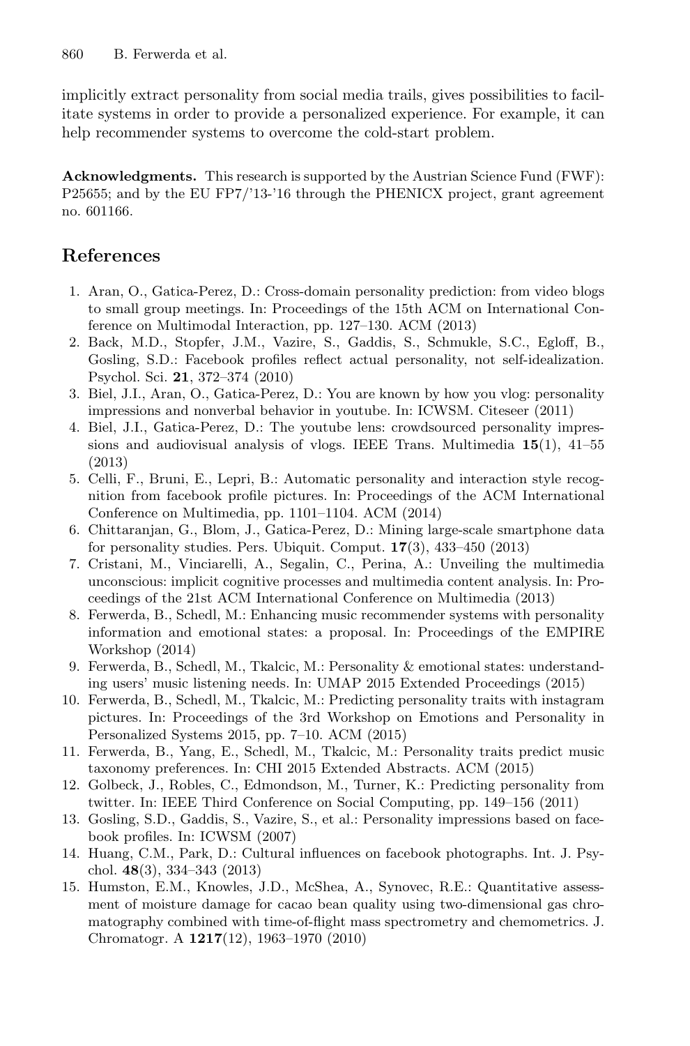implicitly extract personality from social media trails, gives possibilities to facilitate systems in order to provide a personalized experience. For example, it can help recommender systems to overcome the cold-start problem.

**Acknowledgments.** This research is supported by the Austrian Science Fund (FWF): P25655; and by the EU FP7/'13-'16 through the PHENICX project, grant agreement no. 601166.

## References

1. Aran, O., Gatica-Perez, D.: Cross-domain personality prediction: from video blogs to small group meetings. In: Proceedings of the 15th ACM on International Conference on Multimodal Interaction, pp. 127–130. ACM (2013)
2. Back, M.D., Stopfer, J.M., Vazire, S., Gaddis, S., Schmukle, S.C., Egloff, B., Gosling, S.D.: Facebook profiles reflect actual personality, not self-idealization. Psychol. Sci. **21**, 372–374 (2010)
3. Biel, J.I., Aran, O., Gatica-Perez, D.: You are known by how you vlog: personality impressions and nonverbal behavior in youtube. In: ICWSM. Citeseer (2011)
4. Biel, J.I., Gatica-Perez, D.: The youtube lens: crowdsourced personality impressions and audiovisual analysis of vlogs. IEEE Trans. Multimedia **15**(1), 41–55 (2013)
5. Celli, F., Bruni, E., Lepri, B.: Automatic personality and interaction style recognition from facebook profile pictures. In: Proceedings of the ACM International Conference on Multimedia, pp. 1101–1104. ACM (2014)
6. Chittaranjan, G., Blom, J., Gatica-Perez, D.: Mining large-scale smartphone data for personality studies. Pers. Ubiquit. Comput. **17**(3), 433–450 (2013)
7. Cristani, M., Vinciarelli, A., Segalin, C., Perina, A.: Unveiling the multimedia unconscious: implicit cognitive processes and multimedia content analysis. In: Proceedings of the 21st ACM International Conference on Multimedia (2013)
8. Ferwerda, B., Schedl, M.: Enhancing music recommender systems with personality information and emotional states: a proposal. In: Proceedings of the EMPIRE Workshop (2014)
9. Ferwerda, B., Schedl, M., Tkalcic, M.: Personality & emotional states: understanding users' music listening needs. In: UMAP 2015 Extended Proceedings (2015)
10. Ferwerda, B., Schedl, M., Tkalcic, M.: Predicting personality traits with instagram pictures. In: Proceedings of the 3rd Workshop on Emotions and Personality in Personalized Systems 2015, pp. 7–10. ACM (2015)
11. Ferwerda, B., Yang, E., Schedl, M., Tkalcic, M.: Personality traits predict music taxonomy preferences. In: CHI 2015 Extended Abstracts. ACM (2015)
12. Golbeck, J., Robles, C., Edmondson, M., Turner, K.: Predicting personality from twitter. In: IEEE Third Conference on Social Computing, pp. 149–156 (2011)
13. Gosling, S.D., Gaddis, S., Vazire, S., et al.: Personality impressions based on facebook profiles. In: ICWSM (2007)
14. Huang, C.M., Park, D.: Cultural influences on facebook photographs. Int. J. Psychol. **48**(3), 334–343 (2013)
15. Humston, E.M., Knowles, J.D., McShea, A., Synovec, R.E.: Quantitative assessment of moisture damage for cacao bean quality using two-dimensional gas chromatography combined with time-of-flight mass spectrometry and chemometrics. J. Chromatogr. A **1217**(12), 1963–1970 (2010)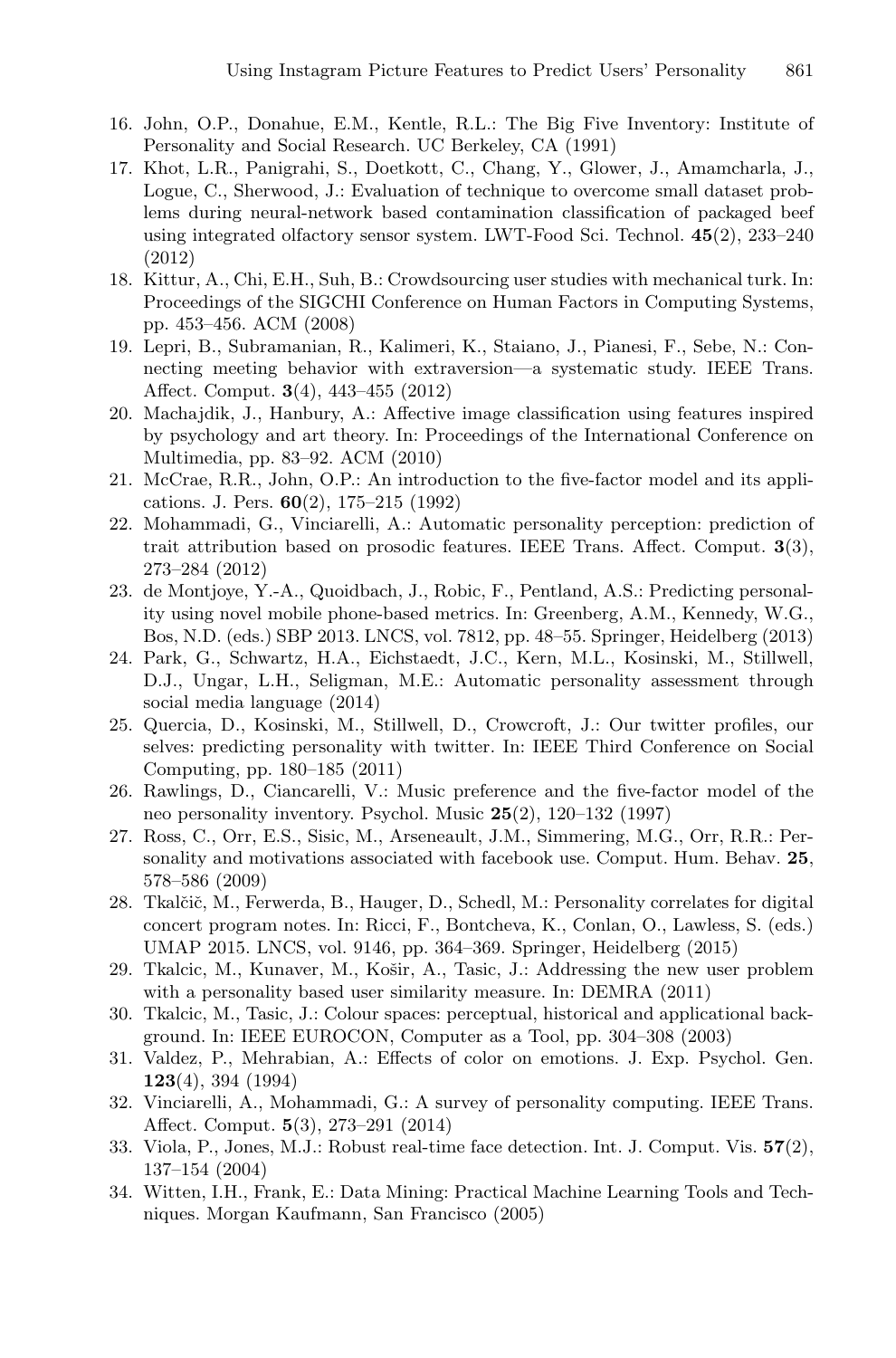16. John, O.P., Donahue, E.M., Kentle, R.L.: The Big Five Inventory: Institute of Personality and Social Research. UC Berkeley, CA (1991)
17. Khot, L.R., Panigrahi, S., Doetkott, C., Chang, Y., Glower, J., Amamcharla, J., Logue, C., Sherwood, J.: Evaluation of technique to overcome small dataset problems during neural-network based contamination classification of packaged beef using integrated olfactory sensor system. LWT-Food Sci. Technol. **45**(2), 233–240 (2012)
18. Kittur, A., Chi, E.H., Suh, B.: Crowdsourcing user studies with mechanical turk. In: Proceedings of the SIGCHI Conference on Human Factors in Computing Systems, pp. 453–456. ACM (2008)
19. Lepri, B., Subramanian, R., Kalimeri, K., Staiano, J., Pianesi, F., Sebe, N.: Connecting meeting behavior with extraversion—a systematic study. IEEE Trans. Affect. Comput. **3**(4), 443–455 (2012)
20. Machajdik, J., Hanbury, A.: Affective image classification using features inspired by psychology and art theory. In: Proceedings of the International Conference on Multimedia, pp. 83–92. ACM (2010)
21. McCrae, R.R., John, O.P.: An introduction to the five-factor model and its applications. J. Pers. **60**(2), 175–215 (1992)
22. Mohammadi, G., Vinciarelli, A.: Automatic personality perception: prediction of trait attribution based on prosodic features. IEEE Trans. Affect. Comput. **3**(3), 273–284 (2012)
23. de Montjoye, Y.-A., Quoidbach, J., Robic, F., Pentland, A.S.: Predicting personality using novel mobile phone-based metrics. In: Greenberg, A.M., Kennedy, W.G., Bos, N.D. (eds.) SBP 2013. LNCS, vol. 7812, pp. 48–55. Springer, Heidelberg (2013)
24. Park, G., Schwartz, H.A., Eichstaedt, J.C., Kern, M.L., Kosinski, M., Stillwell, D.J., Ungar, L.H., Seligman, M.E.: Automatic personality assessment through social media language (2014)
25. Quercia, D., Kosinski, M., Stillwell, D., Crowcroft, J.: Our twitter profiles, our selves: predicting personality with twitter. In: IEEE Third Conference on Social Computing, pp. 180–185 (2011)
26. Rawlings, D., Ciancarelli, V.: Music preference and the five-factor model of the neo personality inventory. Psychol. Music **25**(2), 120–132 (1997)
27. Ross, C., Orr, E.S., Sisic, M., Arseneault, J.M., Simmering, M.G., Orr, R.R.: Personality and motivations associated with facebook use. Comput. Hum. Behav. **25**, 578–586 (2009)
28. Tkalčič, M., Ferwerda, B., Hauger, D., Schedl, M.: Personality correlates for digital concert program notes. In: Ricci, F., Bontcheva, K., Conlan, O., Lawless, S. (eds.) UMAP 2015. LNCS, vol. 9146, pp. 364–369. Springer, Heidelberg (2015)
29. Tkalcic, M., Kunaver, M., Košir, A., Tasic, J.: Addressing the new user problem with a personality based user similarity measure. In: DEMRA (2011)
30. Tkalcic, M., Tasic, J.: Colour spaces: perceptual, historical and applicational background. In: IEEE EUROCON, Computer as a Tool, pp. 304–308 (2003)
31. Valdez, P., Mehrabian, A.: Effects of color on emotions. J. Exp. Psychol. Gen. **123**(4), 394 (1994)
32. Vinciarelli, A., Mohammadi, G.: A survey of personality computing. IEEE Trans. Affect. Comput. **5**(3), 273–291 (2014)
33. Viola, P., Jones, M.J.: Robust real-time face detection. Int. J. Comput. Vis. **57**(2), 137–154 (2004)
34. Witten, I.H., Frank, E.: Data Mining: Practical Machine Learning Tools and Techniques. Morgan Kaufmann, San Francisco (2005)